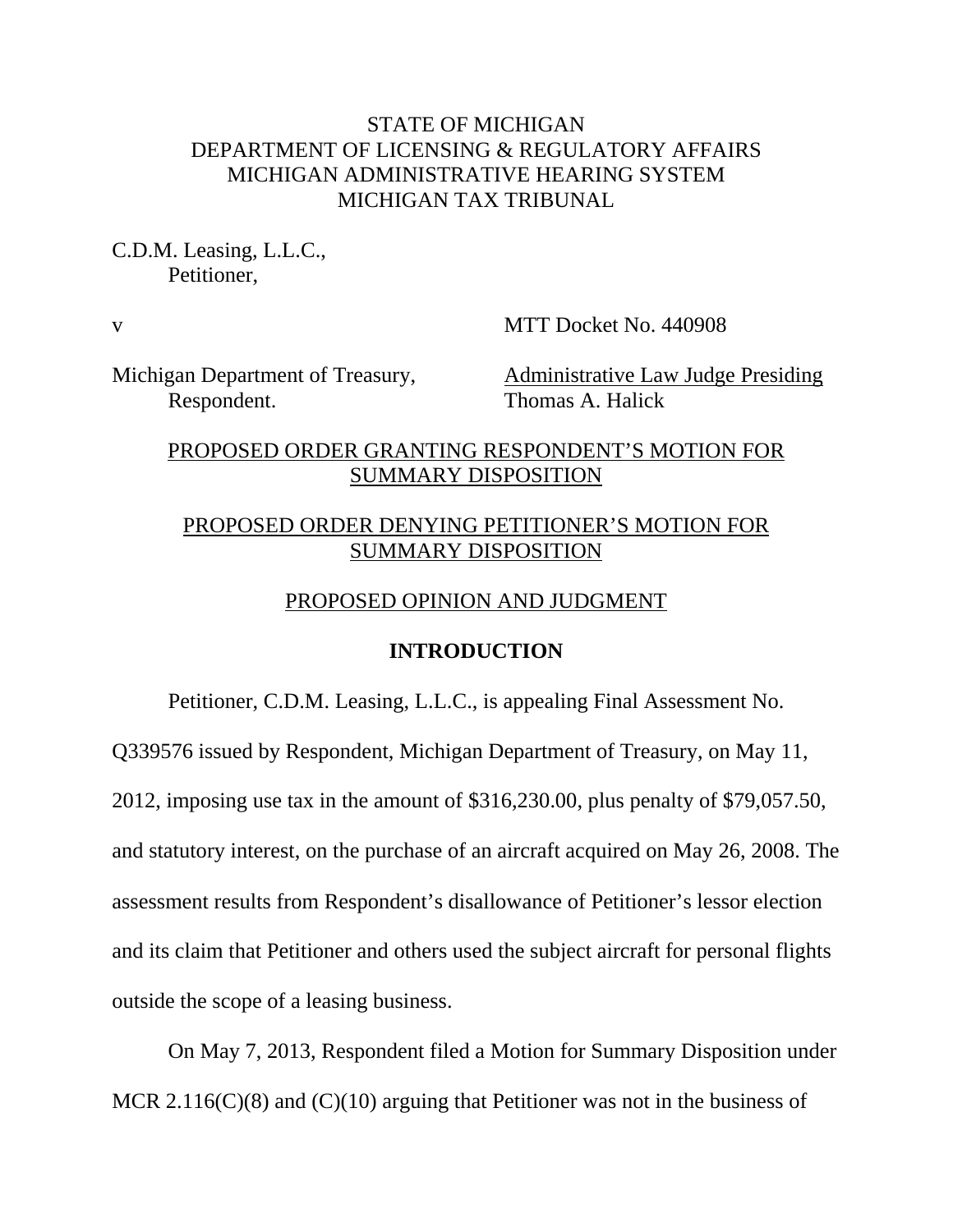STATE OF MICHIGAN
DEPARTMENT OF LICENSING & REGULATORY AFFAIRS
MICHIGAN ADMINISTRATIVE HEARING SYSTEM
MICHIGAN TAX TRIBUNAL

C.D.M. Leasing, L.L.C.,
Petitioner,

v

MTT Docket No. 440908

Michigan Department of Treasury,
Respondent.

Administrative Law Judge Presiding
Thomas A. Halick

PROPOSED ORDER GRANTING RESPONDENT'S MOTION FOR SUMMARY DISPOSITION

PROPOSED ORDER DENYING PETITIONER'S MOTION FOR SUMMARY DISPOSITION

PROPOSED OPINION AND JUDGMENT

## INTRODUCTION

Petitioner, C.D.M. Leasing, L.L.C., is appealing Final Assessment No. Q339576 issued by Respondent, Michigan Department of Treasury, on May 11, 2012, imposing use tax in the amount of $316,230.00, plus penalty of $79,057.50, and statutory interest, on the purchase of an aircraft acquired on May 26, 2008. The assessment results from Respondent's disallowance of Petitioner's lessor election and its claim that Petitioner and others used the subject aircraft for personal flights outside the scope of a leasing business.

On May 7, 2013, Respondent filed a Motion for Summary Disposition under MCR 2.116(C)(8) and (C)(10) arguing that Petitioner was not in the business of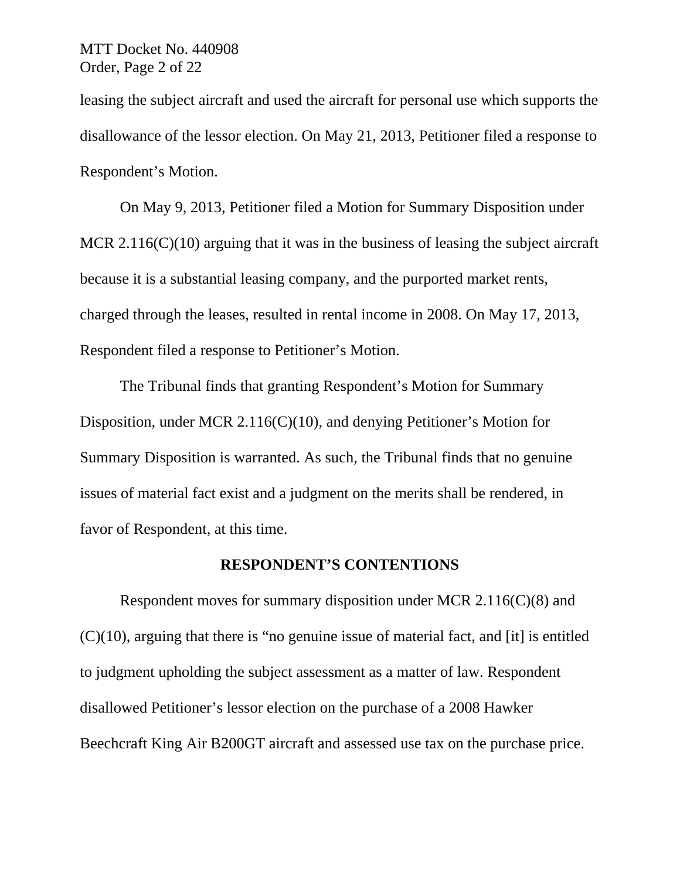leasing the subject aircraft and used the aircraft for personal use which supports the disallowance of the lessor election. On May 21, 2013, Petitioner filed a response to Respondent's Motion.

On May 9, 2013, Petitioner filed a Motion for Summary Disposition under MCR 2.116(C)(10) arguing that it was in the business of leasing the subject aircraft because it is a substantial leasing company, and the purported market rents, charged through the leases, resulted in rental income in 2008. On May 17, 2013, Respondent filed a response to Petitioner's Motion.

The Tribunal finds that granting Respondent's Motion for Summary Disposition, under MCR 2.116(C)(10), and denying Petitioner's Motion for Summary Disposition is warranted. As such, the Tribunal finds that no genuine issues of material fact exist and a judgment on the merits shall be rendered, in favor of Respondent, at this time.

## RESPONDENT'S CONTENTIONS

Respondent moves for summary disposition under MCR 2.116(C)(8) and (C)(10), arguing that there is "no genuine issue of material fact, and [it] is entitled to judgment upholding the subject assessment as a matter of law. Respondent disallowed Petitioner's lessor election on the purchase of a 2008 Hawker Beechcraft King Air B200GT aircraft and assessed use tax on the purchase price.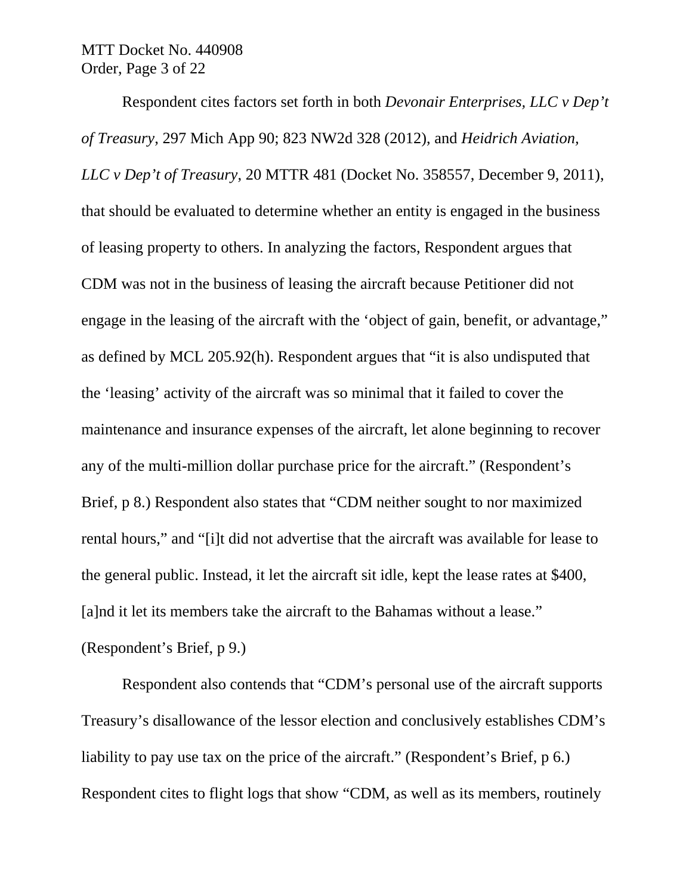Respondent cites factors set forth in both *Devonair Enterprises, LLC v Dep't of Treasury*, 297 Mich App 90; 823 NW2d 328 (2012), and *Heidrich Aviation, LLC v Dep't of Treasury*, 20 MTTR 481 (Docket No. 358557, December 9, 2011), that should be evaluated to determine whether an entity is engaged in the business of leasing property to others. In analyzing the factors, Respondent argues that CDM was not in the business of leasing the aircraft because Petitioner did not engage in the leasing of the aircraft with the 'object of gain, benefit, or advantage," as defined by MCL 205.92(h). Respondent argues that "it is also undisputed that the 'leasing' activity of the aircraft was so minimal that it failed to cover the maintenance and insurance expenses of the aircraft, let alone beginning to recover any of the multi-million dollar purchase price for the aircraft." (Respondent's Brief, p 8.) Respondent also states that "CDM neither sought to nor maximized rental hours," and "[i]t did not advertise that the aircraft was available for lease to the general public. Instead, it let the aircraft sit idle, kept the lease rates at $400, [a]nd it let its members take the aircraft to the Bahamas without a lease." (Respondent's Brief, p 9.)

Respondent also contends that "CDM's personal use of the aircraft supports Treasury's disallowance of the lessor election and conclusively establishes CDM's liability to pay use tax on the price of the aircraft." (Respondent's Brief, p 6.) Respondent cites to flight logs that show "CDM, as well as its members, routinely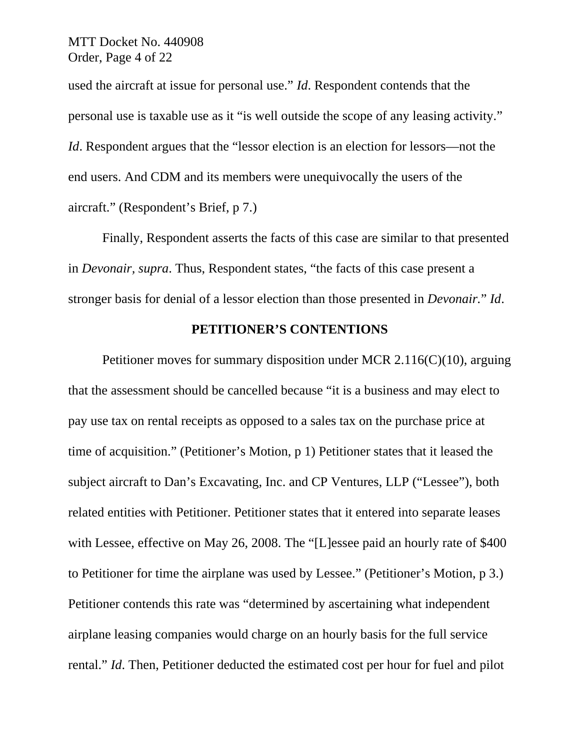used the aircraft at issue for personal use." *Id*. Respondent contends that the personal use is taxable use as it "is well outside the scope of any leasing activity." *Id*. Respondent argues that the "lessor election is an election for lessors—not the end users. And CDM and its members were unequivocally the users of the aircraft." (Respondent's Brief, p 7.)

Finally, Respondent asserts the facts of this case are similar to that presented in *Devonair*, *supra*. Thus, Respondent states, "the facts of this case present a stronger basis for denial of a lessor election than those presented in *Devonair*." *Id*.

**PETITIONER'S CONTENTIONS**

Petitioner moves for summary disposition under MCR 2.116(C)(10), arguing that the assessment should be cancelled because "it is a business and may elect to pay use tax on rental receipts as opposed to a sales tax on the purchase price at time of acquisition." (Petitioner's Motion, p 1) Petitioner states that it leased the subject aircraft to Dan's Excavating, Inc. and CP Ventures, LLP ("Lessee"), both related entities with Petitioner. Petitioner states that it entered into separate leases with Lessee, effective on May 26, 2008. The "[L]essee paid an hourly rate of $400 to Petitioner for time the airplane was used by Lessee." (Petitioner's Motion, p 3.) Petitioner contends this rate was "determined by ascertaining what independent airplane leasing companies would charge on an hourly basis for the full service rental." *Id*. Then, Petitioner deducted the estimated cost per hour for fuel and pilot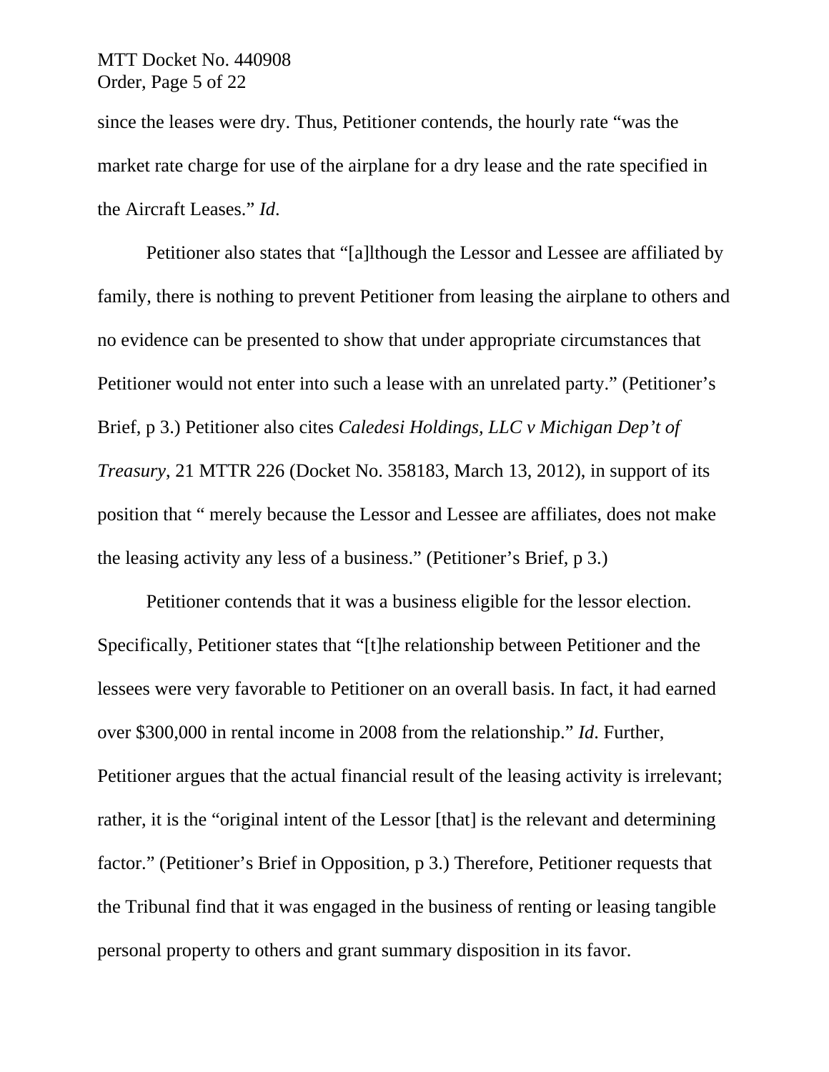since the leases were dry. Thus, Petitioner contends, the hourly rate "was the market rate charge for use of the airplane for a dry lease and the rate specified in the Aircraft Leases." *Id*.

Petitioner also states that "[a]lthough the Lessor and Lessee are affiliated by family, there is nothing to prevent Petitioner from leasing the airplane to others and no evidence can be presented to show that under appropriate circumstances that Petitioner would not enter into such a lease with an unrelated party." (Petitioner's Brief, p 3.) Petitioner also cites *Caledesi Holdings, LLC v Michigan Dep't of Treasury*, 21 MTTR 226 (Docket No. 358183, March 13, 2012), in support of its position that " merely because the Lessor and Lessee are affiliates, does not make the leasing activity any less of a business." (Petitioner's Brief, p 3.)

Petitioner contends that it was a business eligible for the lessor election. Specifically, Petitioner states that "[t]he relationship between Petitioner and the lessees were very favorable to Petitioner on an overall basis. In fact, it had earned over $300,000 in rental income in 2008 from the relationship." *Id*. Further, Petitioner argues that the actual financial result of the leasing activity is irrelevant; rather, it is the "original intent of the Lessor [that] is the relevant and determining factor." (Petitioner's Brief in Opposition, p 3.) Therefore, Petitioner requests that the Tribunal find that it was engaged in the business of renting or leasing tangible personal property to others and grant summary disposition in its favor.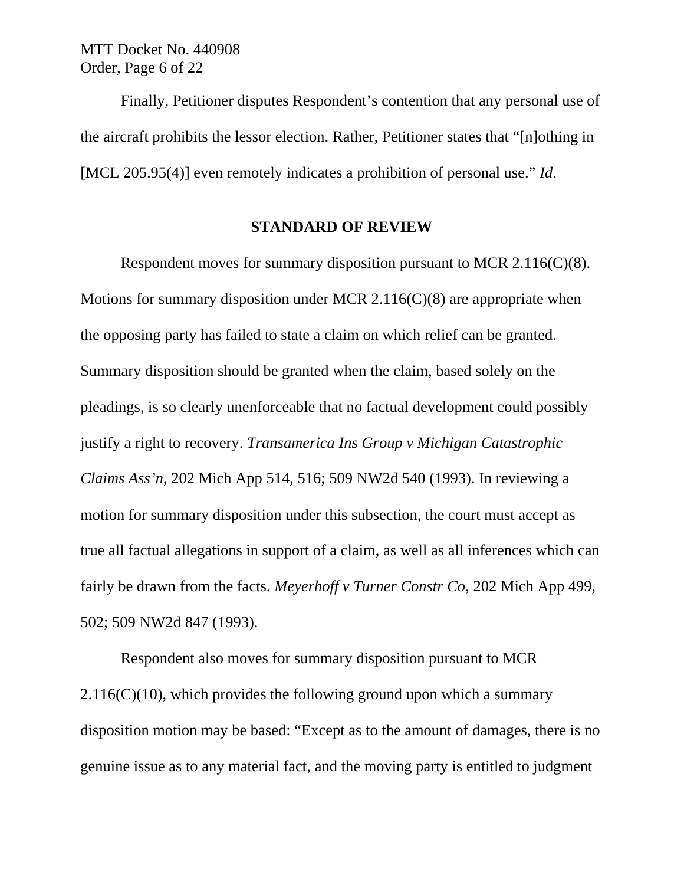Finally, Petitioner disputes Respondent's contention that any personal use of the aircraft prohibits the lessor election. Rather, Petitioner states that "[n]othing in [MCL 205.95(4)] even remotely indicates a prohibition of personal use." *Id*.

## STANDARD OF REVIEW

Respondent moves for summary disposition pursuant to MCR 2.116(C)(8). Motions for summary disposition under MCR 2.116(C)(8) are appropriate when the opposing party has failed to state a claim on which relief can be granted. Summary disposition should be granted when the claim, based solely on the pleadings, is so clearly unenforceable that no factual development could possibly justify a right to recovery. *Transamerica Ins Group v Michigan Catastrophic Claims Ass'n*, 202 Mich App 514, 516; 509 NW2d 540 (1993). In reviewing a motion for summary disposition under this subsection, the court must accept as true all factual allegations in support of a claim, as well as all inferences which can fairly be drawn from the facts. *Meyerhoff v Turner Constr Co*, 202 Mich App 499, 502; 509 NW2d 847 (1993).

Respondent also moves for summary disposition pursuant to MCR 2.116(C)(10), which provides the following ground upon which a summary disposition motion may be based: "Except as to the amount of damages, there is no genuine issue as to any material fact, and the moving party is entitled to judgment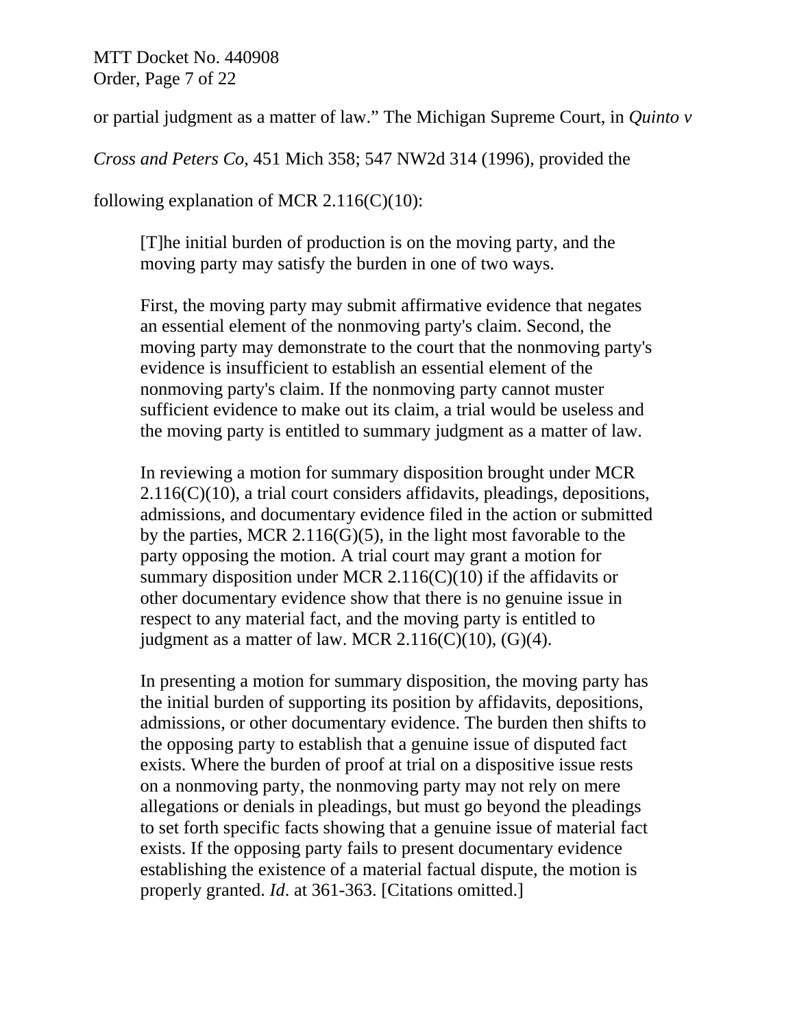or partial judgment as a matter of law." The Michigan Supreme Court, in *Quinto v Cross and Peters Co*, 451 Mich 358; 547 NW2d 314 (1996), provided the following explanation of MCR 2.116(C)(10):

> [T]he initial burden of production is on the moving party, and the moving party may satisfy the burden in one of two ways.
>
> First, the moving party may submit affirmative evidence that negates an essential element of the nonmoving party's claim. Second, the moving party may demonstrate to the court that the nonmoving party's evidence is insufficient to establish an essential element of the nonmoving party's claim. If the nonmoving party cannot muster sufficient evidence to make out its claim, a trial would be useless and the moving party is entitled to summary judgment as a matter of law.
>
> In reviewing a motion for summary disposition brought under MCR 2.116(C)(10), a trial court considers affidavits, pleadings, depositions, admissions, and documentary evidence filed in the action or submitted by the parties, MCR 2.116(G)(5), in the light most favorable to the party opposing the motion. A trial court may grant a motion for summary disposition under MCR 2.116(C)(10) if the affidavits or other documentary evidence show that there is no genuine issue in respect to any material fact, and the moving party is entitled to judgment as a matter of law. MCR 2.116(C)(10), (G)(4).
>
> In presenting a motion for summary disposition, the moving party has the initial burden of supporting its position by affidavits, depositions, admissions, or other documentary evidence. The burden then shifts to the opposing party to establish that a genuine issue of disputed fact exists. Where the burden of proof at trial on a dispositive issue rests on a nonmoving party, the nonmoving party may not rely on mere allegations or denials in pleadings, but must go beyond the pleadings to set forth specific facts showing that a genuine issue of material fact exists. If the opposing party fails to present documentary evidence establishing the existence of a material factual dispute, the motion is properly granted. *Id*. at 361-363. [Citations omitted.]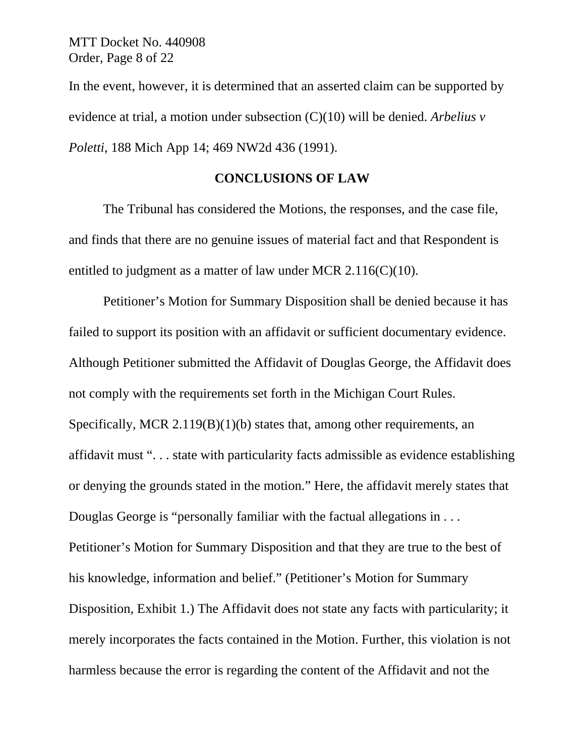In the event, however, it is determined that an asserted claim can be supported by evidence at trial, a motion under subsection (C)(10) will be denied. *Arbelius v Poletti*, 188 Mich App 14; 469 NW2d 436 (1991).

## CONCLUSIONS OF LAW

The Tribunal has considered the Motions, the responses, and the case file, and finds that there are no genuine issues of material fact and that Respondent is entitled to judgment as a matter of law under MCR 2.116(C)(10).

Petitioner's Motion for Summary Disposition shall be denied because it has failed to support its position with an affidavit or sufficient documentary evidence. Although Petitioner submitted the Affidavit of Douglas George, the Affidavit does not comply with the requirements set forth in the Michigan Court Rules. Specifically, MCR 2.119(B)(1)(b) states that, among other requirements, an affidavit must ". . . state with particularity facts admissible as evidence establishing or denying the grounds stated in the motion." Here, the affidavit merely states that Douglas George is "personally familiar with the factual allegations in . . . Petitioner's Motion for Summary Disposition and that they are true to the best of his knowledge, information and belief." (Petitioner's Motion for Summary Disposition, Exhibit 1.) The Affidavit does not state any facts with particularity; it merely incorporates the facts contained in the Motion. Further, this violation is not harmless because the error is regarding the content of the Affidavit and not the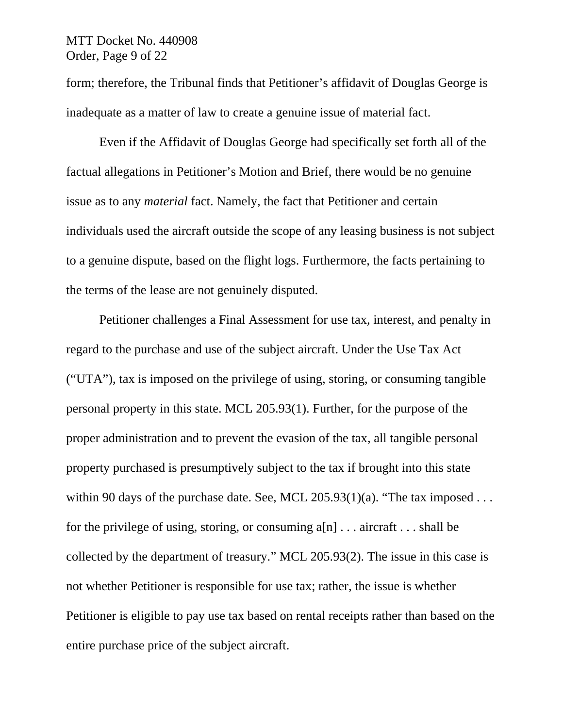form; therefore, the Tribunal finds that Petitioner's affidavit of Douglas George is inadequate as a matter of law to create a genuine issue of material fact.

Even if the Affidavit of Douglas George had specifically set forth all of the factual allegations in Petitioner's Motion and Brief, there would be no genuine issue as to any *material* fact. Namely, the fact that Petitioner and certain individuals used the aircraft outside the scope of any leasing business is not subject to a genuine dispute, based on the flight logs. Furthermore, the facts pertaining to the terms of the lease are not genuinely disputed.

Petitioner challenges a Final Assessment for use tax, interest, and penalty in regard to the purchase and use of the subject aircraft. Under the Use Tax Act ("UTA"), tax is imposed on the privilege of using, storing, or consuming tangible personal property in this state. MCL 205.93(1). Further, for the purpose of the proper administration and to prevent the evasion of the tax, all tangible personal property purchased is presumptively subject to the tax if brought into this state within 90 days of the purchase date. See, MCL 205.93(1)(a). "The tax imposed . . . for the privilege of using, storing, or consuming a[n] . . . aircraft . . . shall be collected by the department of treasury." MCL 205.93(2). The issue in this case is not whether Petitioner is responsible for use tax; rather, the issue is whether Petitioner is eligible to pay use tax based on rental receipts rather than based on the entire purchase price of the subject aircraft.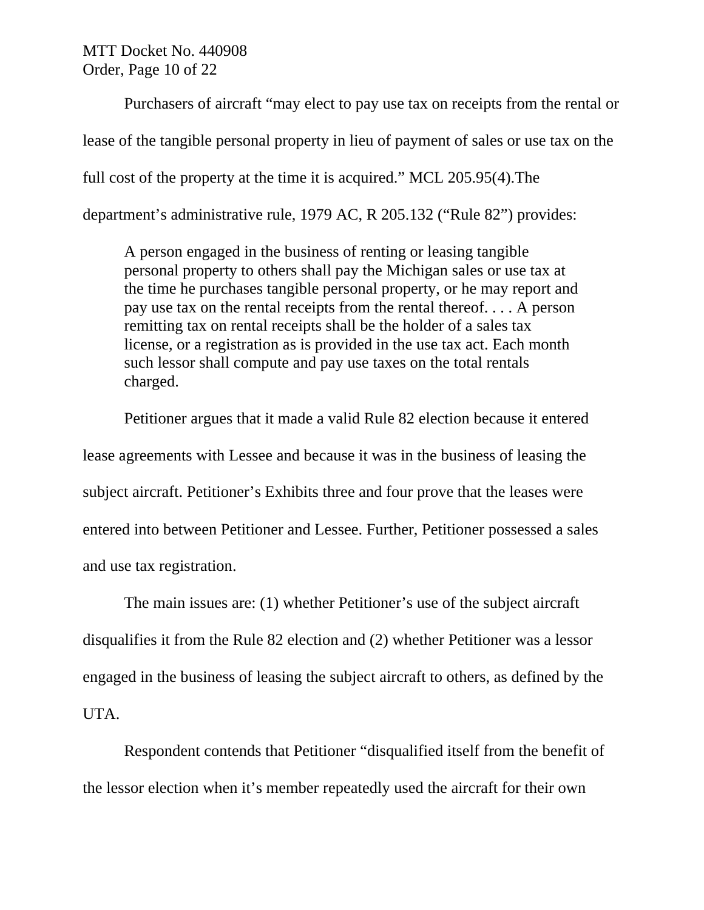Purchasers of aircraft “may elect to pay use tax on receipts from the rental or lease of the tangible personal property in lieu of payment of sales or use tax on the full cost of the property at the time it is acquired.” MCL 205.95(4).The department’s administrative rule, 1979 AC, R 205.132 (“Rule 82”) provides:

> A person engaged in the business of renting or leasing tangible personal property to others shall pay the Michigan sales or use tax at the time he purchases tangible personal property, or he may report and pay use tax on the rental receipts from the rental thereof. . . . A person remitting tax on rental receipts shall be the holder of a sales tax license, or a registration as is provided in the use tax act. Each month such lessor shall compute and pay use taxes on the total rentals charged.

Petitioner argues that it made a valid Rule 82 election because it entered lease agreements with Lessee and because it was in the business of leasing the subject aircraft. Petitioner’s Exhibits three and four prove that the leases were entered into between Petitioner and Lessee. Further, Petitioner possessed a sales and use tax registration.

The main issues are: (1) whether Petitioner’s use of the subject aircraft disqualifies it from the Rule 82 election and (2) whether Petitioner was a lessor engaged in the business of leasing the subject aircraft to others, as defined by the UTA.

Respondent contends that Petitioner “disqualified itself from the benefit of the lessor election when it’s member repeatedly used the aircraft for their own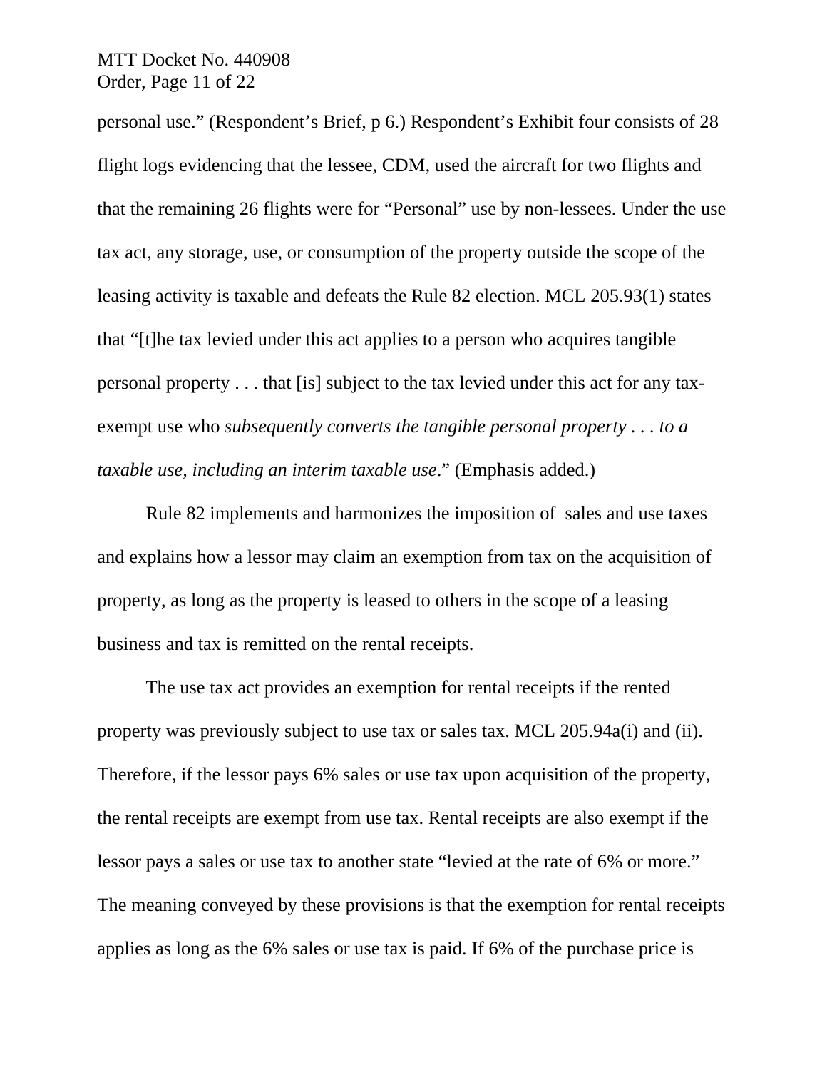personal use." (Respondent's Brief, p 6.) Respondent's Exhibit four consists of 28 flight logs evidencing that the lessee, CDM, used the aircraft for two flights and that the remaining 26 flights were for "Personal" use by non-lessees. Under the use tax act, any storage, use, or consumption of the property outside the scope of the leasing activity is taxable and defeats the Rule 82 election. MCL 205.93(1) states that "[t]he tax levied under this act applies to a person who acquires tangible personal property . . . that [is] subject to the tax levied under this act for any tax-exempt use who *subsequently converts the tangible personal property . . . to a taxable use, including an interim taxable use*." (Emphasis added.)

Rule 82 implements and harmonizes the imposition of sales and use taxes and explains how a lessor may claim an exemption from tax on the acquisition of property, as long as the property is leased to others in the scope of a leasing business and tax is remitted on the rental receipts.

The use tax act provides an exemption for rental receipts if the rented property was previously subject to use tax or sales tax. MCL 205.94a(i) and (ii). Therefore, if the lessor pays 6% sales or use tax upon acquisition of the property, the rental receipts are exempt from use tax. Rental receipts are also exempt if the lessor pays a sales or use tax to another state "levied at the rate of 6% or more." The meaning conveyed by these provisions is that the exemption for rental receipts applies as long as the 6% sales or use tax is paid. If 6% of the purchase price is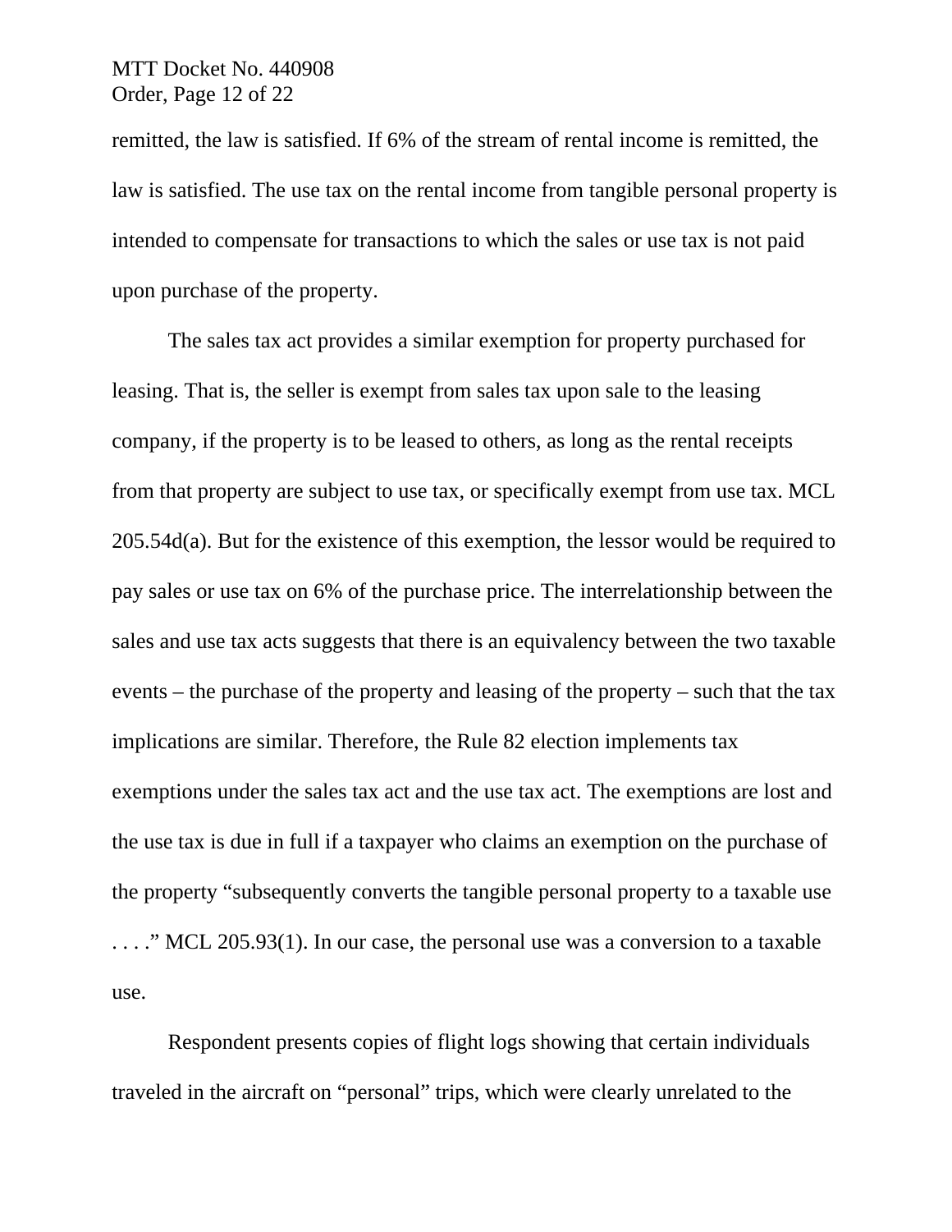remitted, the law is satisfied. If 6% of the stream of rental income is remitted, the law is satisfied. The use tax on the rental income from tangible personal property is intended to compensate for transactions to which the sales or use tax is not paid upon purchase of the property.

The sales tax act provides a similar exemption for property purchased for leasing. That is, the seller is exempt from sales tax upon sale to the leasing company, if the property is to be leased to others, as long as the rental receipts from that property are subject to use tax, or specifically exempt from use tax. MCL 205.54d(a). But for the existence of this exemption, the lessor would be required to pay sales or use tax on 6% of the purchase price. The interrelationship between the sales and use tax acts suggests that there is an equivalency between the two taxable events – the purchase of the property and leasing of the property – such that the tax implications are similar. Therefore, the Rule 82 election implements tax exemptions under the sales tax act and the use tax act. The exemptions are lost and the use tax is due in full if a taxpayer who claims an exemption on the purchase of the property "subsequently converts the tangible personal property to a taxable use . . . ." MCL 205.93(1). In our case, the personal use was a conversion to a taxable use.

Respondent presents copies of flight logs showing that certain individuals traveled in the aircraft on "personal" trips, which were clearly unrelated to the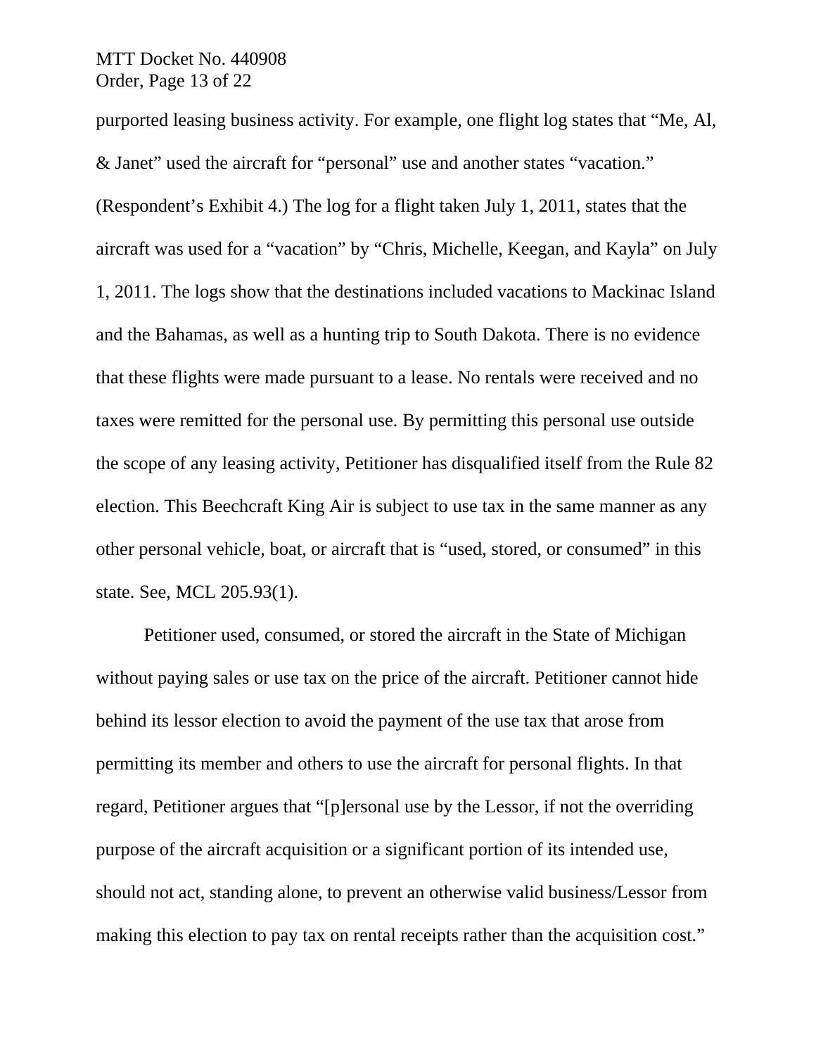purported leasing business activity. For example, one flight log states that "Me, Al, & Janet" used the aircraft for "personal" use and another states "vacation." (Respondent's Exhibit 4.) The log for a flight taken July 1, 2011, states that the aircraft was used for a "vacation" by "Chris, Michelle, Keegan, and Kayla" on July 1, 2011. The logs show that the destinations included vacations to Mackinac Island and the Bahamas, as well as a hunting trip to South Dakota. There is no evidence that these flights were made pursuant to a lease. No rentals were received and no taxes were remitted for the personal use. By permitting this personal use outside the scope of any leasing activity, Petitioner has disqualified itself from the Rule 82 election. This Beechcraft King Air is subject to use tax in the same manner as any other personal vehicle, boat, or aircraft that is "used, stored, or consumed" in this state. See, MCL 205.93(1).

Petitioner used, consumed, or stored the aircraft in the State of Michigan without paying sales or use tax on the price of the aircraft. Petitioner cannot hide behind its lessor election to avoid the payment of the use tax that arose from permitting its member and others to use the aircraft for personal flights. In that regard, Petitioner argues that "[p]ersonal use by the Lessor, if not the overriding purpose of the aircraft acquisition or a significant portion of its intended use, should not act, standing alone, to prevent an otherwise valid business/Lessor from making this election to pay tax on rental receipts rather than the acquisition cost."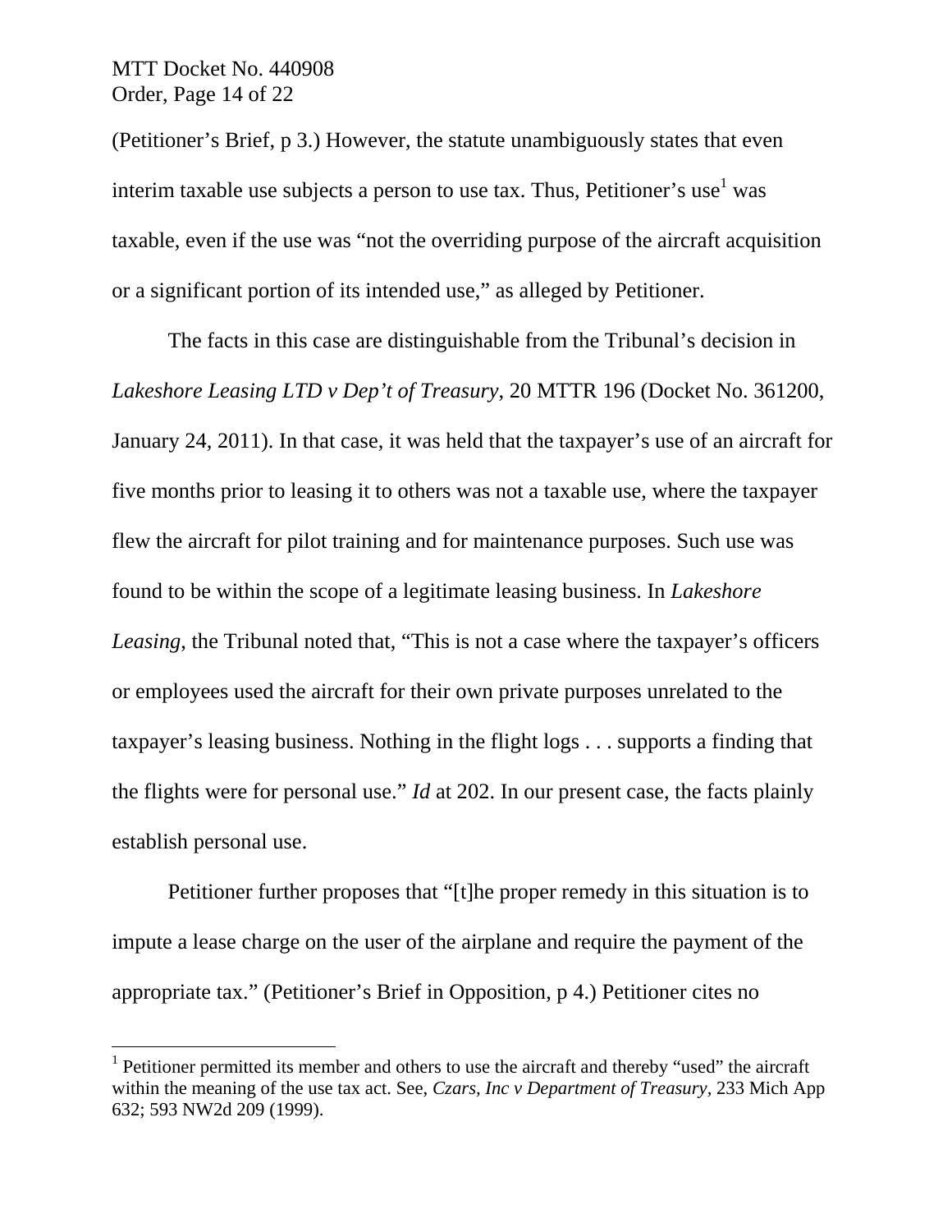(Petitioner's Brief, p 3.) However, the statute unambiguously states that even interim taxable use subjects a person to use tax. Thus, Petitioner's use[1] was taxable, even if the use was "not the overriding purpose of the aircraft acquisition or a significant portion of its intended use," as alleged by Petitioner.

The facts in this case are distinguishable from the Tribunal's decision in *Lakeshore Leasing LTD v Dep't of Treasury*, 20 MTTR 196 (Docket No. 361200, January 24, 2011). In that case, it was held that the taxpayer's use of an aircraft for five months prior to leasing it to others was not a taxable use, where the taxpayer flew the aircraft for pilot training and for maintenance purposes. Such use was found to be within the scope of a legitimate leasing business. In *Lakeshore Leasing*, the Tribunal noted that, "This is not a case where the taxpayer's officers or employees used the aircraft for their own private purposes unrelated to the taxpayer's leasing business. Nothing in the flight logs . . . supports a finding that the flights were for personal use." *Id* at 202. In our present case, the facts plainly establish personal use.

Petitioner further proposes that "[t]he proper remedy in this situation is to impute a lease charge on the user of the airplane and require the payment of the appropriate tax." (Petitioner's Brief in Opposition, p 4.) Petitioner cites no

---

[1] Petitioner permitted its member and others to use the aircraft and thereby "used" the aircraft within the meaning of the use tax act. See, *Czars, Inc v Department of Treasury*, 233 Mich App 632; 593 NW2d 209 (1999).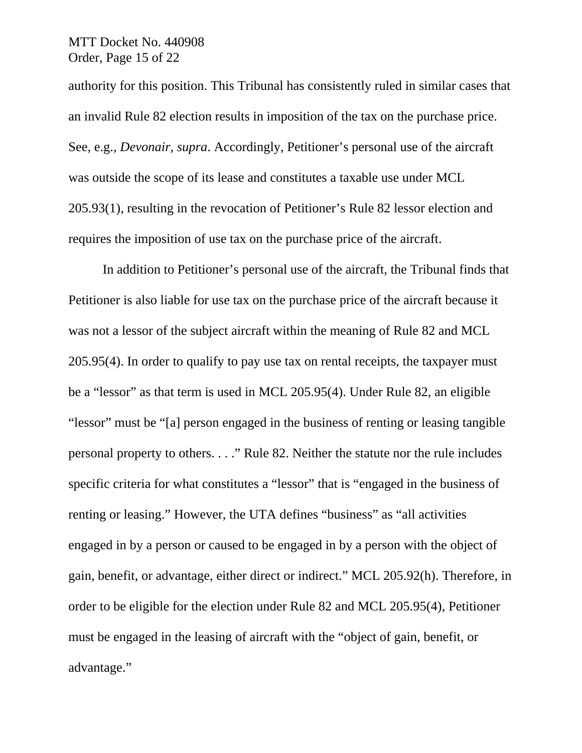authority for this position. This Tribunal has consistently ruled in similar cases that an invalid Rule 82 election results in imposition of the tax on the purchase price. See, e.g., *Devonair, supra*. Accordingly, Petitioner's personal use of the aircraft was outside the scope of its lease and constitutes a taxable use under MCL 205.93(1), resulting in the revocation of Petitioner's Rule 82 lessor election and requires the imposition of use tax on the purchase price of the aircraft.

In addition to Petitioner's personal use of the aircraft, the Tribunal finds that Petitioner is also liable for use tax on the purchase price of the aircraft because it was not a lessor of the subject aircraft within the meaning of Rule 82 and MCL 205.95(4). In order to qualify to pay use tax on rental receipts, the taxpayer must be a "lessor" as that term is used in MCL 205.95(4). Under Rule 82, an eligible "lessor" must be "[a] person engaged in the business of renting or leasing tangible personal property to others. . . ." Rule 82. Neither the statute nor the rule includes specific criteria for what constitutes a "lessor" that is "engaged in the business of renting or leasing." However, the UTA defines "business" as "all activities engaged in by a person or caused to be engaged in by a person with the object of gain, benefit, or advantage, either direct or indirect." MCL 205.92(h). Therefore, in order to be eligible for the election under Rule 82 and MCL 205.95(4), Petitioner must be engaged in the leasing of aircraft with the "object of gain, benefit, or advantage."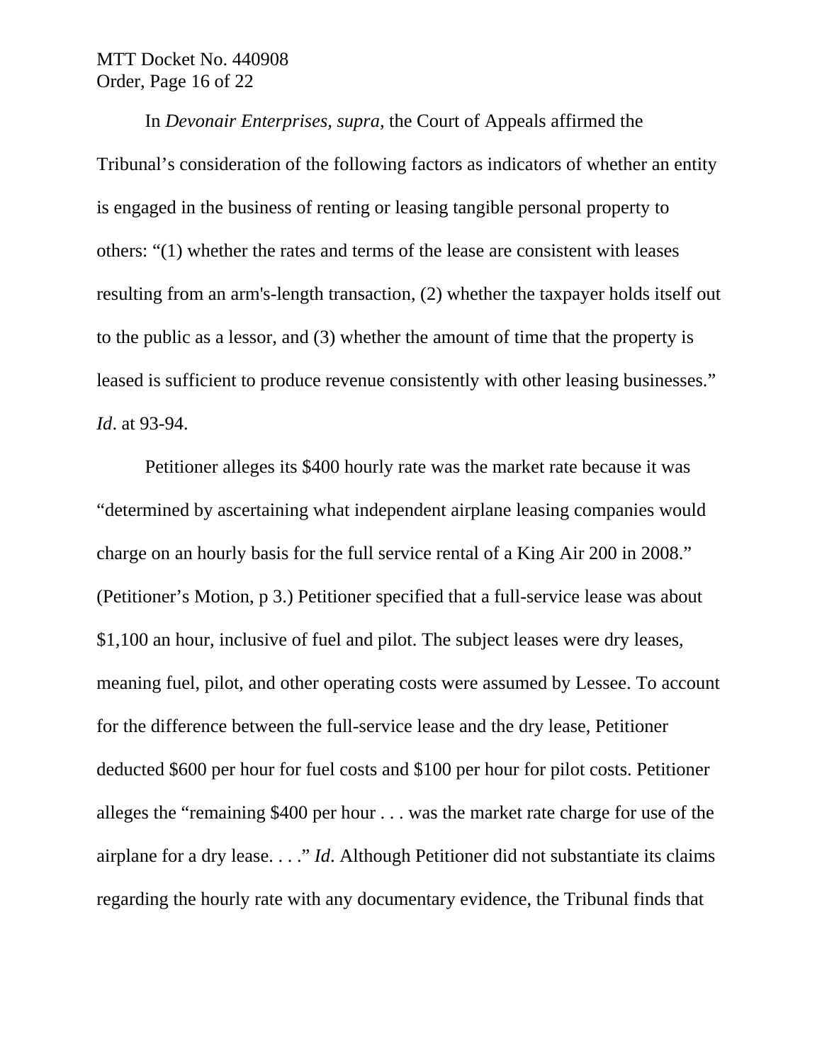In *Devonair Enterprises, supra,* the Court of Appeals affirmed the Tribunal's consideration of the following factors as indicators of whether an entity is engaged in the business of renting or leasing tangible personal property to others: "(1) whether the rates and terms of the lease are consistent with leases resulting from an arm's-length transaction, (2) whether the taxpayer holds itself out to the public as a lessor, and (3) whether the amount of time that the property is leased is sufficient to produce revenue consistently with other leasing businesses." *Id*. at 93-94.

Petitioner alleges its $400 hourly rate was the market rate because it was "determined by ascertaining what independent airplane leasing companies would charge on an hourly basis for the full service rental of a King Air 200 in 2008." (Petitioner's Motion, p 3.) Petitioner specified that a full-service lease was about $1,100 an hour, inclusive of fuel and pilot. The subject leases were dry leases, meaning fuel, pilot, and other operating costs were assumed by Lessee. To account for the difference between the full-service lease and the dry lease, Petitioner deducted $600 per hour for fuel costs and $100 per hour for pilot costs. Petitioner alleges the "remaining $400 per hour . . . was the market rate charge for use of the airplane for a dry lease. . . ." *Id*. Although Petitioner did not substantiate its claims regarding the hourly rate with any documentary evidence, the Tribunal finds that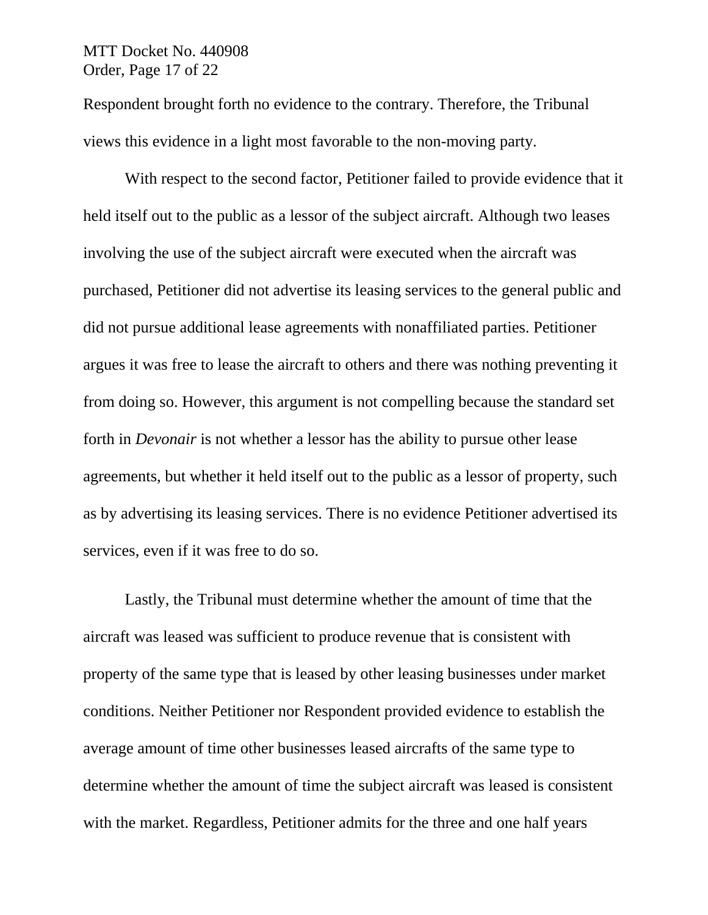Respondent brought forth no evidence to the contrary. Therefore, the Tribunal views this evidence in a light most favorable to the non-moving party.

With respect to the second factor, Petitioner failed to provide evidence that it held itself out to the public as a lessor of the subject aircraft. Although two leases involving the use of the subject aircraft were executed when the aircraft was purchased, Petitioner did not advertise its leasing services to the general public and did not pursue additional lease agreements with nonaffiliated parties. Petitioner argues it was free to lease the aircraft to others and there was nothing preventing it from doing so. However, this argument is not compelling because the standard set forth in *Devonair* is not whether a lessor has the ability to pursue other lease agreements, but whether it held itself out to the public as a lessor of property, such as by advertising its leasing services. There is no evidence Petitioner advertised its services, even if it was free to do so.

Lastly, the Tribunal must determine whether the amount of time that the aircraft was leased was sufficient to produce revenue that is consistent with property of the same type that is leased by other leasing businesses under market conditions. Neither Petitioner nor Respondent provided evidence to establish the average amount of time other businesses leased aircrafts of the same type to determine whether the amount of time the subject aircraft was leased is consistent with the market. Regardless, Petitioner admits for the three and one half years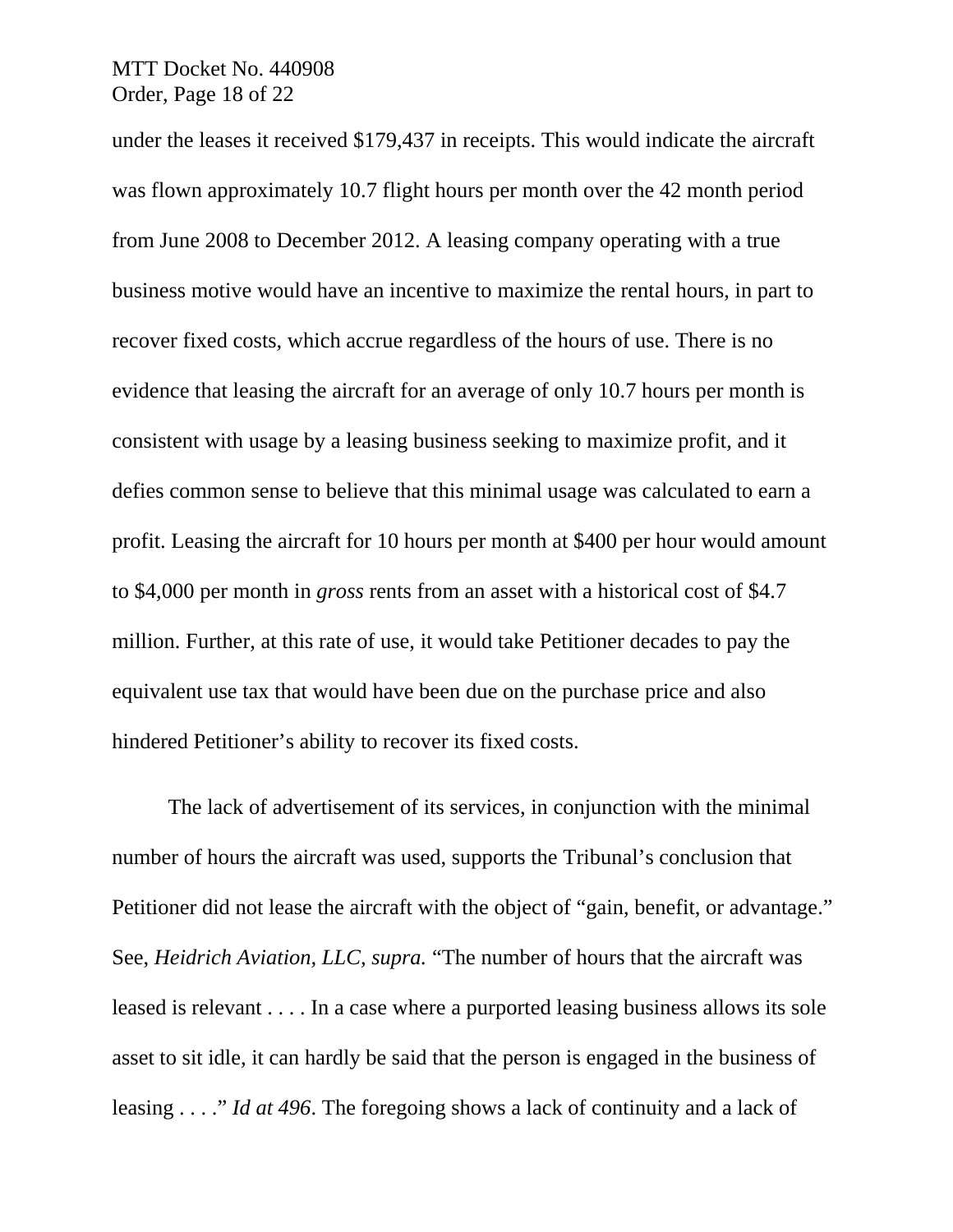under the leases it received $179,437 in receipts. This would indicate the aircraft was flown approximately 10.7 flight hours per month over the 42 month period from June 2008 to December 2012. A leasing company operating with a true business motive would have an incentive to maximize the rental hours, in part to recover fixed costs, which accrue regardless of the hours of use. There is no evidence that leasing the aircraft for an average of only 10.7 hours per month is consistent with usage by a leasing business seeking to maximize profit, and it defies common sense to believe that this minimal usage was calculated to earn a profit. Leasing the aircraft for 10 hours per month at $400 per hour would amount to $4,000 per month in *gross* rents from an asset with a historical cost of $4.7 million. Further, at this rate of use, it would take Petitioner decades to pay the equivalent use tax that would have been due on the purchase price and also hindered Petitioner's ability to recover its fixed costs.

The lack of advertisement of its services, in conjunction with the minimal number of hours the aircraft was used, supports the Tribunal's conclusion that Petitioner did not lease the aircraft with the object of "gain, benefit, or advantage." See, *Heidrich Aviation, LLC, supra.* "The number of hours that the aircraft was leased is relevant . . . . In a case where a purported leasing business allows its sole asset to sit idle, it can hardly be said that the person is engaged in the business of leasing . . . ." *Id at 496*. The foregoing shows a lack of continuity and a lack of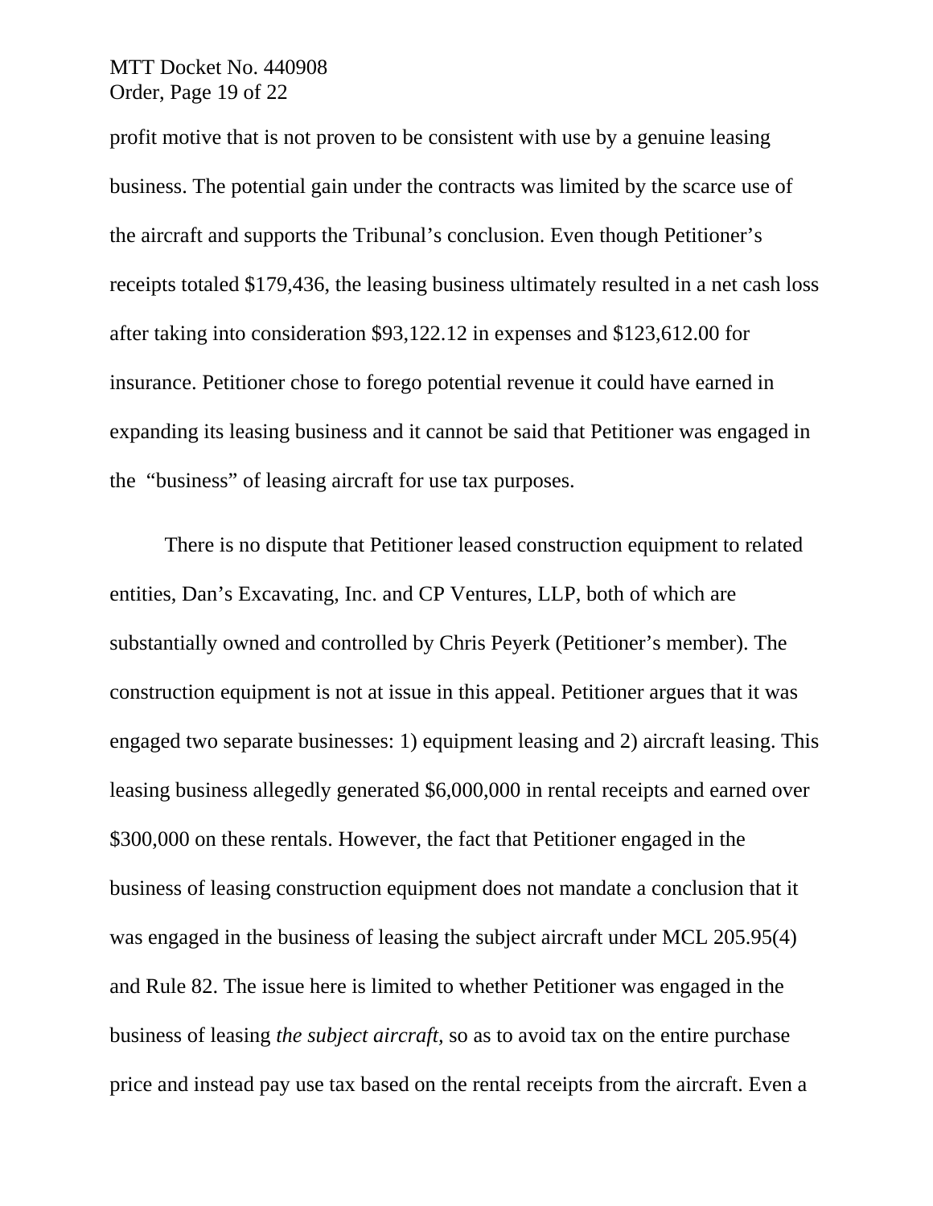profit motive that is not proven to be consistent with use by a genuine leasing business. The potential gain under the contracts was limited by the scarce use of the aircraft and supports the Tribunal's conclusion. Even though Petitioner's receipts totaled $179,436, the leasing business ultimately resulted in a net cash loss after taking into consideration $93,122.12 in expenses and $123,612.00 for insurance. Petitioner chose to forego potential revenue it could have earned in expanding its leasing business and it cannot be said that Petitioner was engaged in the "business" of leasing aircraft for use tax purposes.

There is no dispute that Petitioner leased construction equipment to related entities, Dan's Excavating, Inc. and CP Ventures, LLP, both of which are substantially owned and controlled by Chris Peyerk (Petitioner's member). The construction equipment is not at issue in this appeal. Petitioner argues that it was engaged two separate businesses: 1) equipment leasing and 2) aircraft leasing. This leasing business allegedly generated $6,000,000 in rental receipts and earned over $300,000 on these rentals. However, the fact that Petitioner engaged in the business of leasing construction equipment does not mandate a conclusion that it was engaged in the business of leasing the subject aircraft under MCL 205.95(4) and Rule 82. The issue here is limited to whether Petitioner was engaged in the business of leasing *the subject aircraft,* so as to avoid tax on the entire purchase price and instead pay use tax based on the rental receipts from the aircraft. Even a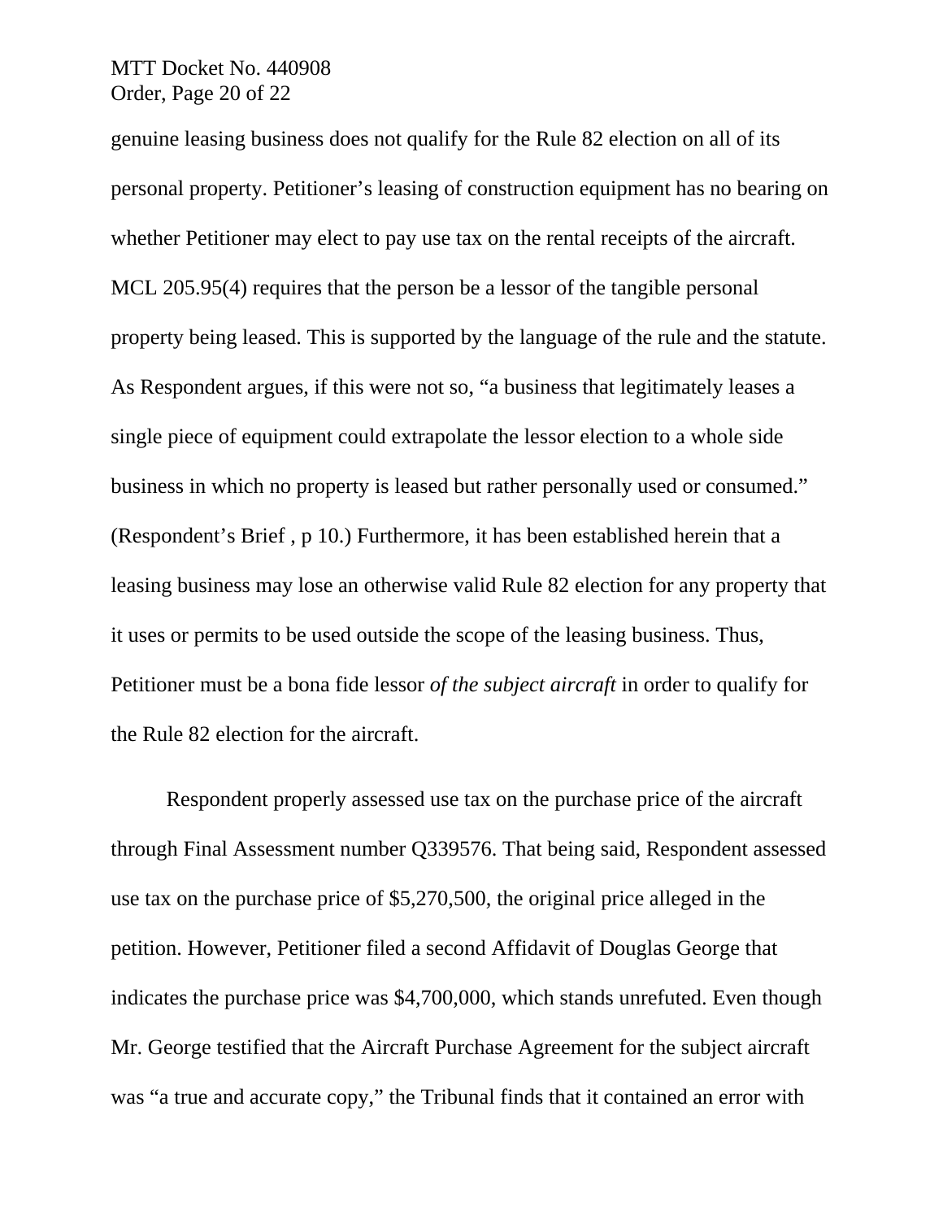genuine leasing business does not qualify for the Rule 82 election on all of its personal property. Petitioner's leasing of construction equipment has no bearing on whether Petitioner may elect to pay use tax on the rental receipts of the aircraft. MCL 205.95(4) requires that the person be a lessor of the tangible personal property being leased. This is supported by the language of the rule and the statute. As Respondent argues, if this were not so, "a business that legitimately leases a single piece of equipment could extrapolate the lessor election to a whole side business in which no property is leased but rather personally used or consumed." (Respondent's Brief , p 10.) Furthermore, it has been established herein that a leasing business may lose an otherwise valid Rule 82 election for any property that it uses or permits to be used outside the scope of the leasing business. Thus, Petitioner must be a bona fide lessor *of the subject aircraft* in order to qualify for the Rule 82 election for the aircraft.

Respondent properly assessed use tax on the purchase price of the aircraft through Final Assessment number Q339576. That being said, Respondent assessed use tax on the purchase price of $5,270,500, the original price alleged in the petition. However, Petitioner filed a second Affidavit of Douglas George that indicates the purchase price was $4,700,000, which stands unrefuted. Even though Mr. George testified that the Aircraft Purchase Agreement for the subject aircraft was "a true and accurate copy," the Tribunal finds that it contained an error with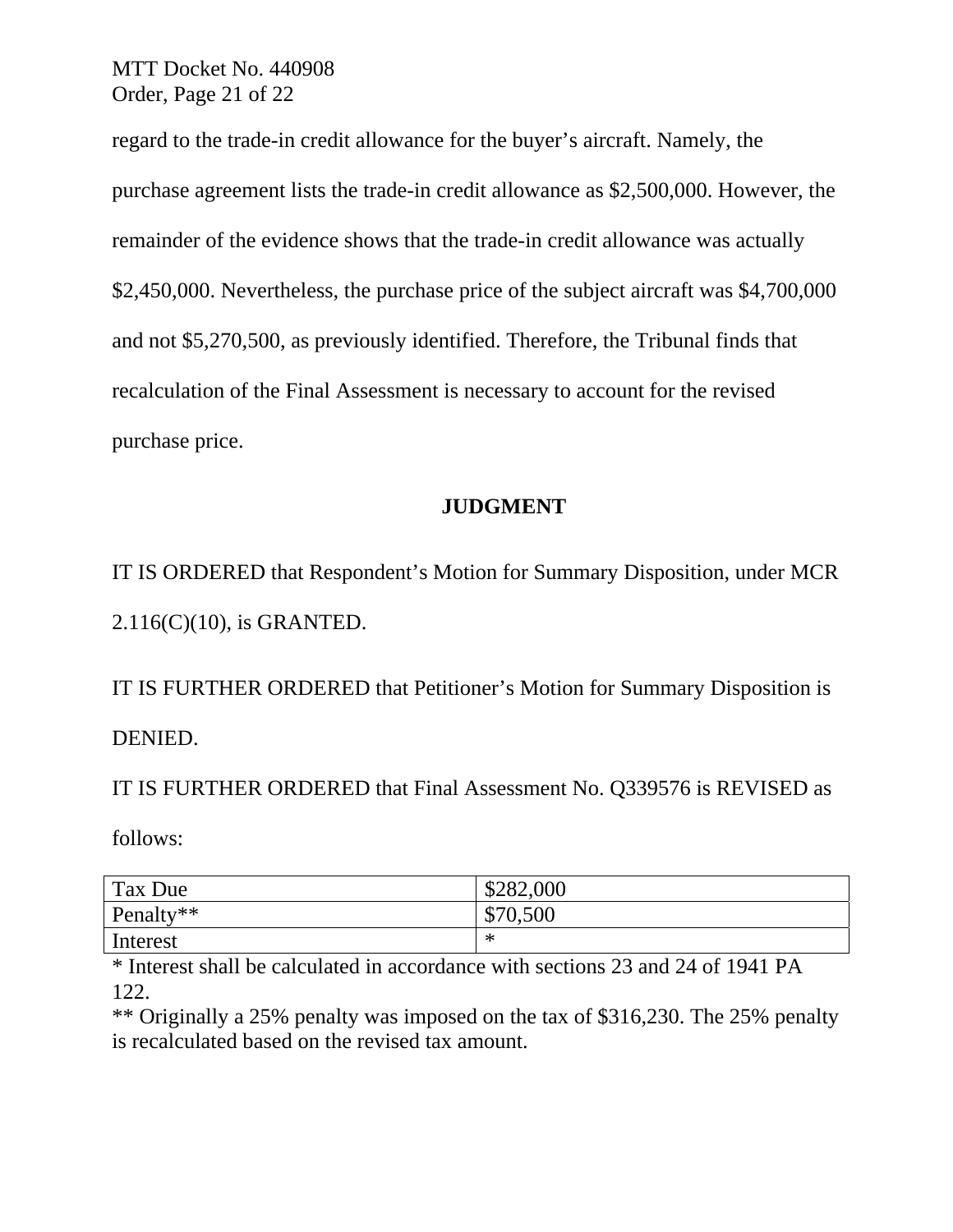regard to the trade-in credit allowance for the buyer's aircraft. Namely, the purchase agreement lists the trade-in credit allowance as $2,500,000. However, the remainder of the evidence shows that the trade-in credit allowance was actually $2,450,000. Nevertheless, the purchase price of the subject aircraft was $4,700,000 and not $5,270,500, as previously identified. Therefore, the Tribunal finds that recalculation of the Final Assessment is necessary to account for the revised purchase price.

## JUDGMENT

IT IS ORDERED that Respondent's Motion for Summary Disposition, under MCR 2.116(C)(10), is GRANTED.

IT IS FURTHER ORDERED that Petitioner's Motion for Summary Disposition is DENIED.

IT IS FURTHER ORDERED that Final Assessment No. Q339576 is REVISED as follows:

| Tax Due | $282,000 |
|---|---|
| Penalty** | $70,500 |
| Interest | * |

* Interest shall be calculated in accordance with sections 23 and 24 of 1941 PA 122.

** Originally a 25% penalty was imposed on the tax of $316,230. The 25% penalty is recalculated based on the revised tax amount.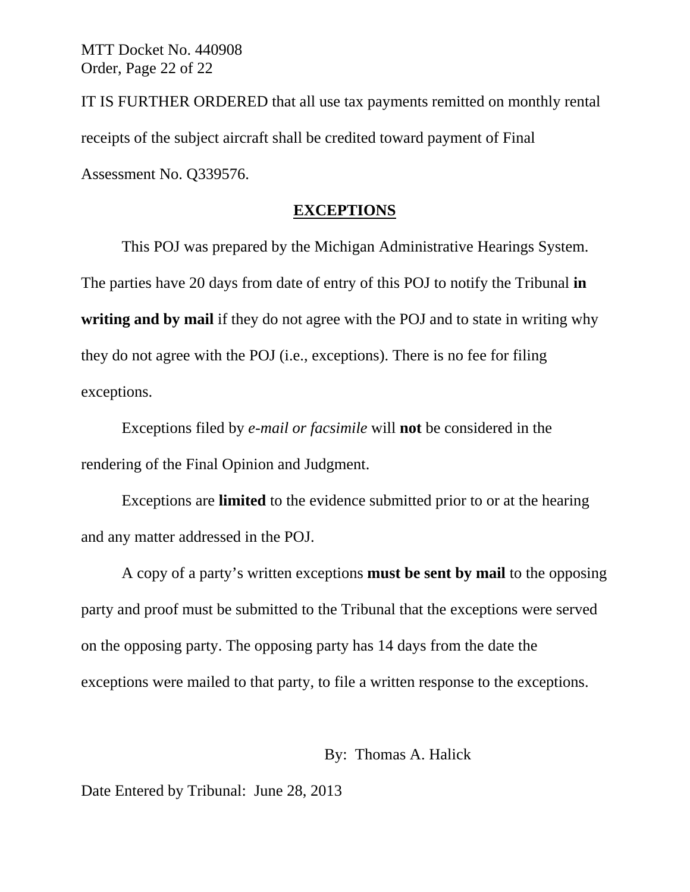IT IS FURTHER ORDERED that all use tax payments remitted on monthly rental receipts of the subject aircraft shall be credited toward payment of Final Assessment No. Q339576.

## EXCEPTIONS

This POJ was prepared by the Michigan Administrative Hearings System. The parties have 20 days from date of entry of this POJ to notify the Tribunal **in writing and by mail** if they do not agree with the POJ and to state in writing why they do not agree with the POJ (i.e., exceptions). There is no fee for filing exceptions.

Exceptions filed by *e-mail or facsimile* will **not** be considered in the rendering of the Final Opinion and Judgment.

Exceptions are **limited** to the evidence submitted prior to or at the hearing and any matter addressed in the POJ.

A copy of a party's written exceptions **must be sent by mail** to the opposing party and proof must be submitted to the Tribunal that the exceptions were served on the opposing party. The opposing party has 14 days from the date the exceptions were mailed to that party, to file a written response to the exceptions.

By: Thomas A. Halick

Date Entered by Tribunal: June 28, 2013